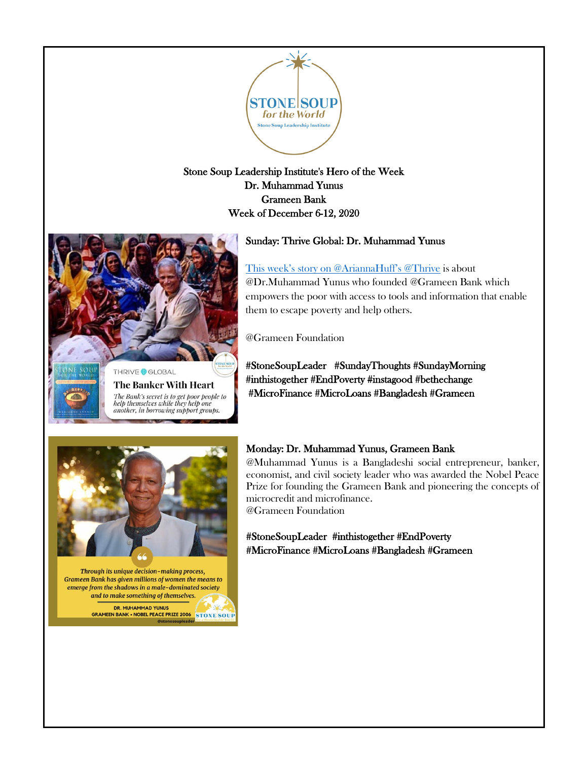Stone Soup Leadership Institute's Hero of the Week
Dr. Muhammad Yunus
Grameen Bank
Week of December 6-12, 2020

## Sunday: Thrive Global: Dr. Muhammad Yunus

This week's story on @AriannaHuff's @Thrive is about @Dr.Muhammad Yunus who founded @Grameen Bank which empowers the poor with access to tools and information that enable them to escape poverty and help others.

@Grameen Foundation

#StoneSoupLeader #SundayThoughts #SundayMorning #inthistogether #EndPoverty #instagood #bethechange #MicroFinance #MicroLoans #Bangladesh #Grameen

## Monday: Dr. Muhammad Yunus, Grameen Bank

@Muhammad Yunus is a Bangladeshi social entrepreneur, banker, economist, and civil society leader who was awarded the Nobel Peace Prize for founding the Grameen Bank and pioneering the concepts of microcredit and microfinance.
@Grameen Foundation

#StoneSoupLeader #inthistogether #EndPoverty #MicroFinance #MicroLoans #Bangladesh #Grameen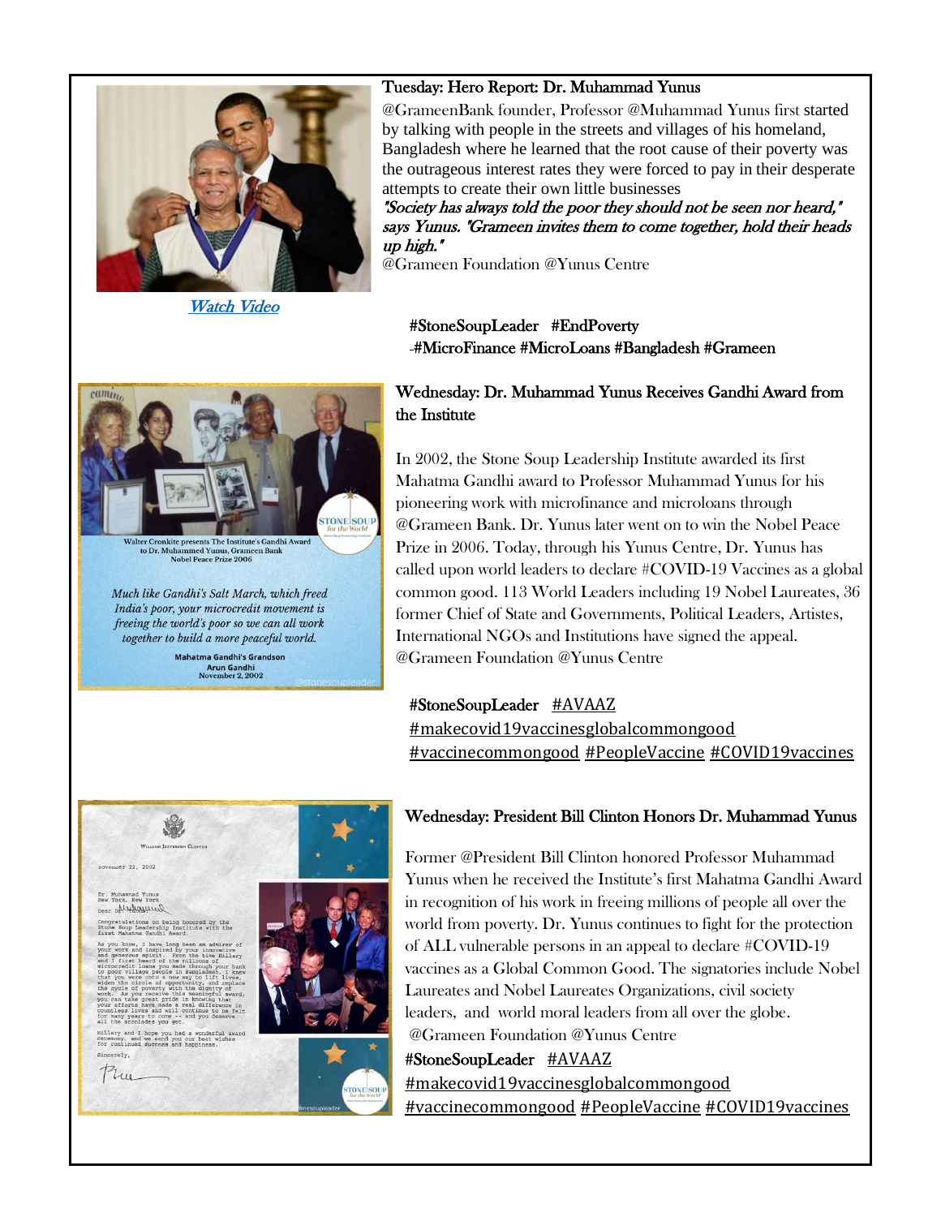Watch Video

### Tuesday: Hero Report: Dr. Muhammad Yunus

@GrameenBank founder, Professor @Muhammad Yunus first started by talking with people in the streets and villages of his homeland, Bangladesh where he learned that the root cause of their poverty was the outrageous interest rates they were forced to pay in their desperate attempts to create their own little businesses

*"Society has always told the poor they should not be seen nor heard," says Yunus. "Grameen invites them to come together, hold their heads up high."*

@Grameen Foundation @Yunus Centre

#StoneSoupLeader #EndPoverty
-#MicroFinance #MicroLoans #Bangladesh #Grameen

Walter Cronkite presents The Institute's Gandhi Award to Dr. Muhammed Yunus, Grameen Bank Nobel Peace Prize 2006

*Much like Gandhi's Salt March, which freed India's poor, your microcredit movement is freeing the world's poor so we can all work together to build a more peaceful world.*

**Mahatma Gandhi's Grandson**
**Arun Gandhi**
**November 2, 2002**

### Wednesday: Dr. Muhammad Yunus Receives Gandhi Award from the Institute

In 2002, the Stone Soup Leadership Institute awarded its first Mahatma Gandhi award to Professor Muhammad Yunus for his pioneering work with microfinance and microloans through @Grameen Bank. Dr. Yunus later went on to win the Nobel Peace Prize in 2006. Today, through his Yunus Centre, Dr. Yunus has called upon world leaders to declare #COVID-19 Vaccines as a global common good. 113 World Leaders including 19 Nobel Laureates, 36 former Chief of State and Governments, Political Leaders, Artistes, International NGOs and Institutions have signed the appeal. @Grameen Foundation @Yunus Centre

#StoneSoupLeader #AVAAZ
#makecovid19vaccinesglobalcommongood
#vaccinecommongood #PeopleVaccine #COVID19vaccines

### Wednesday: President Bill Clinton Honors Dr. Muhammad Yunus

Former @President Bill Clinton honored Professor Muhammad Yunus when he received the Institute's first Mahatma Gandhi Award in recognition of his work in freeing millions of people all over the world from poverty. Dr. Yunus continues to fight for the protection of ALL vulnerable persons in an appeal to declare #COVID-19 vaccines as a Global Common Good. The signatories include Nobel Laureates and Nobel Laureates Organizations, civil society leaders, and world moral leaders from all over the globe.
@Grameen Foundation @Yunus Centre

#StoneSoupLeader #AVAAZ
#makecovid19vaccinesglobalcommongood
#vaccinecommongood #PeopleVaccine #COVID19vaccines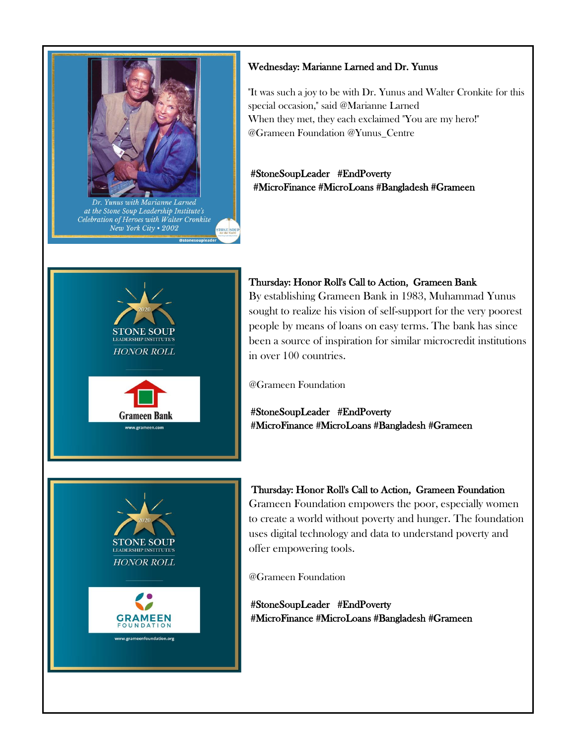Dr. Yunus with Marianne Larned at the Stone Soup Leadership Institute's Celebration of Heroes with Walter Cronkite New York City • 2002

**Wednesday: Marianne Larned and Dr. Yunus**

"It was such a joy to be with Dr. Yunus and Walter Cronkite for this special occasion," said @Marianne Larned
When they met, they each exclaimed "You are my hero!"
@Grameen Foundation @Yunus_Centre

**#StoneSoupLeader #EndPoverty #MicroFinance #MicroLoans #Bangladesh #Grameen**

2020 STONE SOUP LEADERSHIP INSTITUTE'S HONOR ROLL

Grameen Bank

www.grameen.com

**Thursday: Honor Roll's Call to Action, Grameen Bank**

By establishing Grameen Bank in 1983, Muhammad Yunus sought to realize his vision of self-support for the very poorest people by means of loans on easy terms. The bank has since been a source of inspiration for similar microcredit institutions in over 100 countries.

@Grameen Foundation

**#StoneSoupLeader #EndPoverty #MicroFinance #MicroLoans #Bangladesh #Grameen**

2020 STONE SOUP LEADERSHIP INSTITUTE'S HONOR ROLL

GRAMEEN FOUNDATION

www.grameenfoundation.org

**Thursday: Honor Roll's Call to Action, Grameen Foundation**

Grameen Foundation empowers the poor, especially women to create a world without poverty and hunger. The foundation uses digital technology and data to understand poverty and offer empowering tools.

@Grameen Foundation

**#StoneSoupLeader #EndPoverty #MicroFinance #MicroLoans #Bangladesh #Grameen**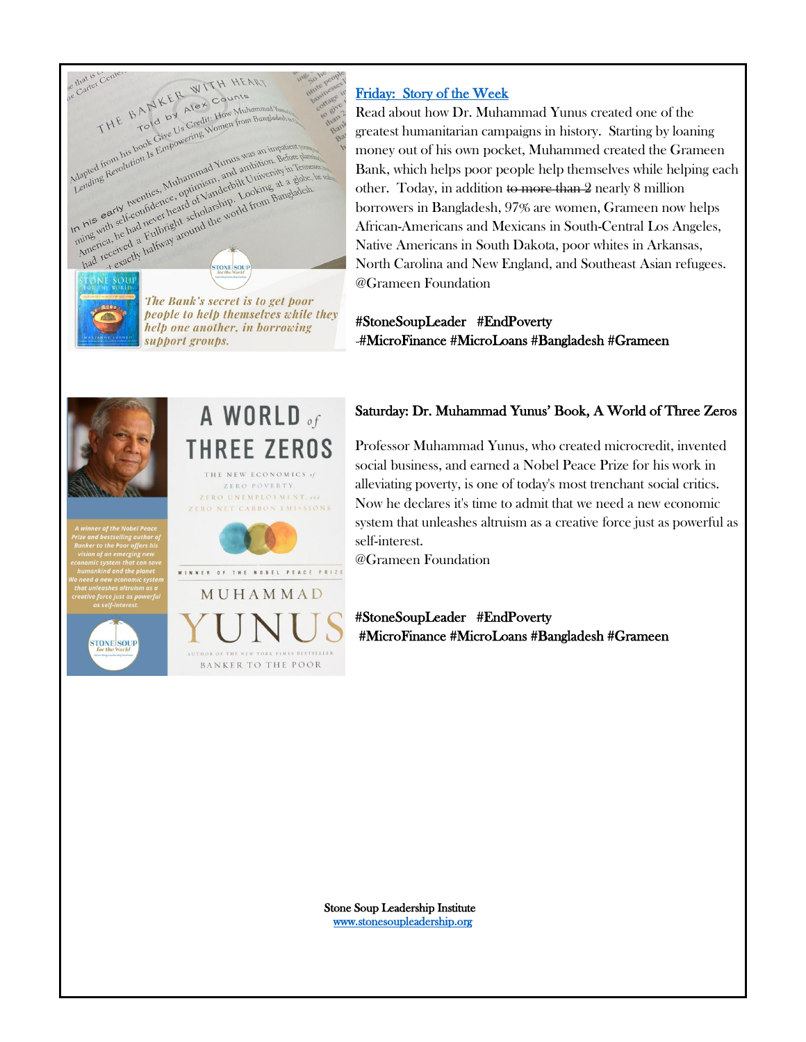## Friday: Story of the Week

Read about how Dr. Muhammad Yunus created one of the greatest humanitarian campaigns in history. Starting by loaning money out of his own pocket, Muhammed created the Grameen Bank, which helps poor people help themselves while helping each other. Today, in addition ~~to more than 2~~ nearly 8 million borrowers in Bangladesh, 97% are women, Grameen now helps African-Americans and Mexicans in South-Central Los Angeles, Native Americans in South Dakota, poor whites in Arkansas, North Carolina and New England, and Southeast Asian refugees. @Grameen Foundation

#StoneSoupLeader #EndPoverty
-#MicroFinance #MicroLoans #Bangladesh #Grameen

## Saturday: Dr. Muhammad Yunus' Book, A World of Three Zeros

Professor Muhammad Yunus, who created microcredit, invented social business, and earned a Nobel Peace Prize for his work in alleviating poverty, is one of today's most trenchant social critics. Now he declares it's time to admit that we need a new economic system that unleashes altruism as a creative force just as powerful as self-interest.
@Grameen Foundation

#StoneSoupLeader #EndPoverty
#MicroFinance #MicroLoans #Bangladesh #Grameen

Stone Soup Leadership Institute
www.stonesoupleadership.org